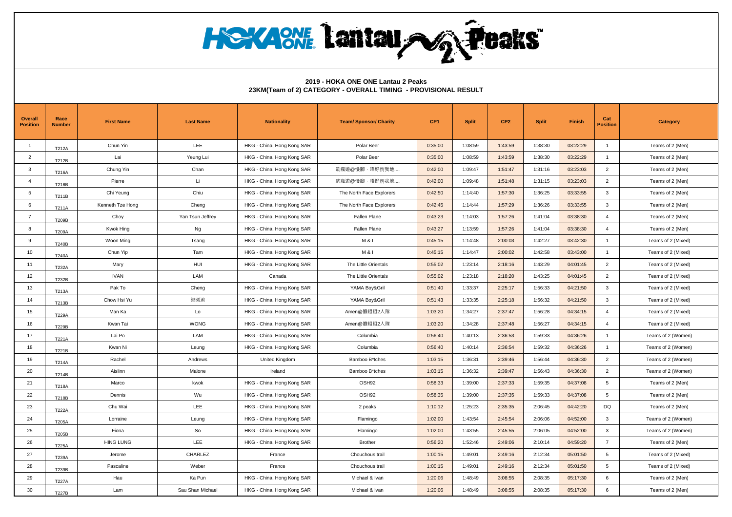**2019 - HOKA ONE ONE Lantau 2 Peaks**
**23KM(Team of 2) CATEGORY - OVERALL TIMING - PROVISIONAL RESULT**

| Overall Position | Race Number | First Name | Last Name | Nationality | Team/ Sponsor/ Charity | CP1 | Split | CP2 | Split | Finish | Cat Position | Category |
|---|---|---|---|---|---|---|---|---|---|---|---|---|
| 1 | T212A | Chun Yin | LEE | HKG - China, Hong Kong SAR | Polar Beer | 0:35:00 | 1:08:59 | 1:43:59 | 1:38:30 | 03:22:29 | 1 | Teams of 2 (Men) |
| 2 | T212B | Lai | Yeung Lui | HKG - China, Hong Kong SAR | Polar Beer | 0:35:00 | 1:08:59 | 1:43:59 | 1:38:30 | 03:22:29 | 1 | Teams of 2 (Men) |
| 3 | T216A | Chung Yin | Chan | HKG - China, Hong Kong SAR | 夠瘋遊@慢腳，唔好削我地.... | 0:42:00 | 1:09:47 | 1:51:47 | 1:31:16 | 03:23:03 | 2 | Teams of 2 (Men) |
| 4 | T216B | Pierre | Li | HKG - China, Hong Kong SAR | 夠瘋遊@慢腳，唔好削我地.... | 0:42:00 | 1:09:48 | 1:51:48 | 1:31:15 | 03:23:03 | 2 | Teams of 2 (Men) |
| 5 | T211B | Chi Yeung | Chiu | HKG - China, Hong Kong SAR | The North Face Explorers | 0:42:50 | 1:14:40 | 1:57:30 | 1:36:25 | 03:33:55 | 3 | Teams of 2 (Men) |
| 6 | T211A | Kenneth Tze Hong | Cheng | HKG - China, Hong Kong SAR | The North Face Explorers | 0:42:45 | 1:14:44 | 1:57:29 | 1:36:26 | 03:33:55 | 3 | Teams of 2 (Men) |
| 7 | T209B | Choy | Yan Tsun Jeffrey | HKG - China, Hong Kong SAR | Fallen Plane | 0:43:23 | 1:14:03 | 1:57:26 | 1:41:04 | 03:38:30 | 4 | Teams of 2 (Men) |
| 8 | T209A | Kwok Hing | Ng | HKG - China, Hong Kong SAR | Fallen Plane | 0:43:27 | 1:13:59 | 1:57:26 | 1:41:04 | 03:38:30 | 4 | Teams of 2 (Men) |
| 9 | T240B | Woon Ming | Tsang | HKG - China, Hong Kong SAR | M & I | 0:45:15 | 1:14:48 | 2:00:03 | 1:42:27 | 03:42:30 | 1 | Teams of 2 (Mixed) |
| 10 | T240A | Chun Yip | Tam | HKG - China, Hong Kong SAR | M & I | 0:45:15 | 1:14:47 | 2:00:02 | 1:42:58 | 03:43:00 | 1 | Teams of 2 (Mixed) |
| 11 | T232A | Mary | HUI | HKG - China, Hong Kong SAR | The Little Orientals | 0:55:02 | 1:23:14 | 2:18:16 | 1:43:29 | 04:01:45 | 2 | Teams of 2 (Mixed) |
| 12 | T232B | IVAN | LAM | Canada | The Little Orientals | 0:55:02 | 1:23:18 | 2:18:20 | 1:43:25 | 04:01:45 | 2 | Teams of 2 (Mixed) |
| 13 | T213A | Pak To | Cheng | HKG - China, Hong Kong SAR | YAMA Boy&Gril | 0:51:40 | 1:33:37 | 2:25:17 | 1:56:33 | 04:21:50 | 3 | Teams of 2 (Mixed) |
| 14 | T213B | Chow Hsi Yu | 鄒晞渝 | HKG - China, Hong Kong SAR | YAMA Boy&Gril | 0:51:43 | 1:33:35 | 2:25:18 | 1:56:32 | 04:21:50 | 3 | Teams of 2 (Mixed) |
| 15 | T229A | Man Ka | Lo | HKG - China, Hong Kong SAR | Amen@體相相2人隊 | 1:03:20 | 1:34:27 | 2:37:47 | 1:56:28 | 04:34:15 | 4 | Teams of 2 (Mixed) |
| 16 | T229B | Kwan Tai | WONG | HKG - China, Hong Kong SAR | Amen@體相相2人隊 | 1:03:20 | 1:34:28 | 2:37:48 | 1:56:27 | 04:34:15 | 4 | Teams of 2 (Mixed) |
| 17 | T221A | Lai Po | LAM | HKG - China, Hong Kong SAR | Columbia | 0:56:40 | 1:40:13 | 2:36:53 | 1:59:33 | 04:36:26 | 1 | Teams of 2 (Women) |
| 18 | T221B | Kwan Ni | Leung | HKG - China, Hong Kong SAR | Columbia | 0:56:40 | 1:40:14 | 2:36:54 | 1:59:32 | 04:36:26 | 1 | Teams of 2 (Women) |
| 19 | T214A | Rachel | Andrews | United Kingdom | Bamboo B*tches | 1:03:15 | 1:36:31 | 2:39:46 | 1:56:44 | 04:36:30 | 2 | Teams of 2 (Women) |
| 20 | T214B | Aislinn | Malone | Ireland | Bamboo B*tches | 1:03:15 | 1:36:32 | 2:39:47 | 1:56:43 | 04:36:30 | 2 | Teams of 2 (Women) |
| 21 | T218A | Marco | kwok | HKG - China, Hong Kong SAR | OSH92 | 0:58:33 | 1:39:00 | 2:37:33 | 1:59:35 | 04:37:08 | 5 | Teams of 2 (Men) |
| 22 | T218B | Dennis | Wu | HKG - China, Hong Kong SAR | OSH92 | 0:58:35 | 1:39:00 | 2:37:35 | 1:59:33 | 04:37:08 | 5 | Teams of 2 (Men) |
| 23 | T222A | Chu Wai | LEE | HKG - China, Hong Kong SAR | 2 peaks | 1:10:12 | 1:25:23 | 2:35:35 | 2:06:45 | 04:42:20 | DQ | Teams of 2 (Men) |
| 24 | T205A | Lorraine | Leung | HKG - China, Hong Kong SAR | Flamingo | 1:02:00 | 1:43:54 | 2:45:54 | 2:06:06 | 04:52:00 | 3 | Teams of 2 (Women) |
| 25 | T205B | Fiona | So | HKG - China, Hong Kong SAR | Flamingo | 1:02:00 | 1:43:55 | 2:45:55 | 2:06:05 | 04:52:00 | 3 | Teams of 2 (Women) |
| 26 | T225A | HING LUNG | LEE | HKG - China, Hong Kong SAR | Brother | 0:56:20 | 1:52:46 | 2:49:06 | 2:10:14 | 04:59:20 | 7 | Teams of 2 (Men) |
| 27 | T239A | Jerome | CHARLEZ | France | Chouchous trail | 1:00:15 | 1:49:01 | 2:49:16 | 2:12:34 | 05:01:50 | 5 | Teams of 2 (Mixed) |
| 28 | T239B | Pascaline | Weber | France | Chouchous trail | 1:00:15 | 1:49:01 | 2:49:16 | 2:12:34 | 05:01:50 | 5 | Teams of 2 (Mixed) |
| 29 | T227A | Hau | Ka Pun | HKG - China, Hong Kong SAR | Michael & Ivan | 1:20:06 | 1:48:49 | 3:08:55 | 2:08:35 | 05:17:30 | 6 | Teams of 2 (Men) |
| 30 | T227B | Lam | Sau Shan Michael | HKG - China, Hong Kong SAR | Michael & Ivan | 1:20:06 | 1:48:49 | 3:08:55 | 2:08:35 | 05:17:30 | 6 | Teams of 2 (Men) |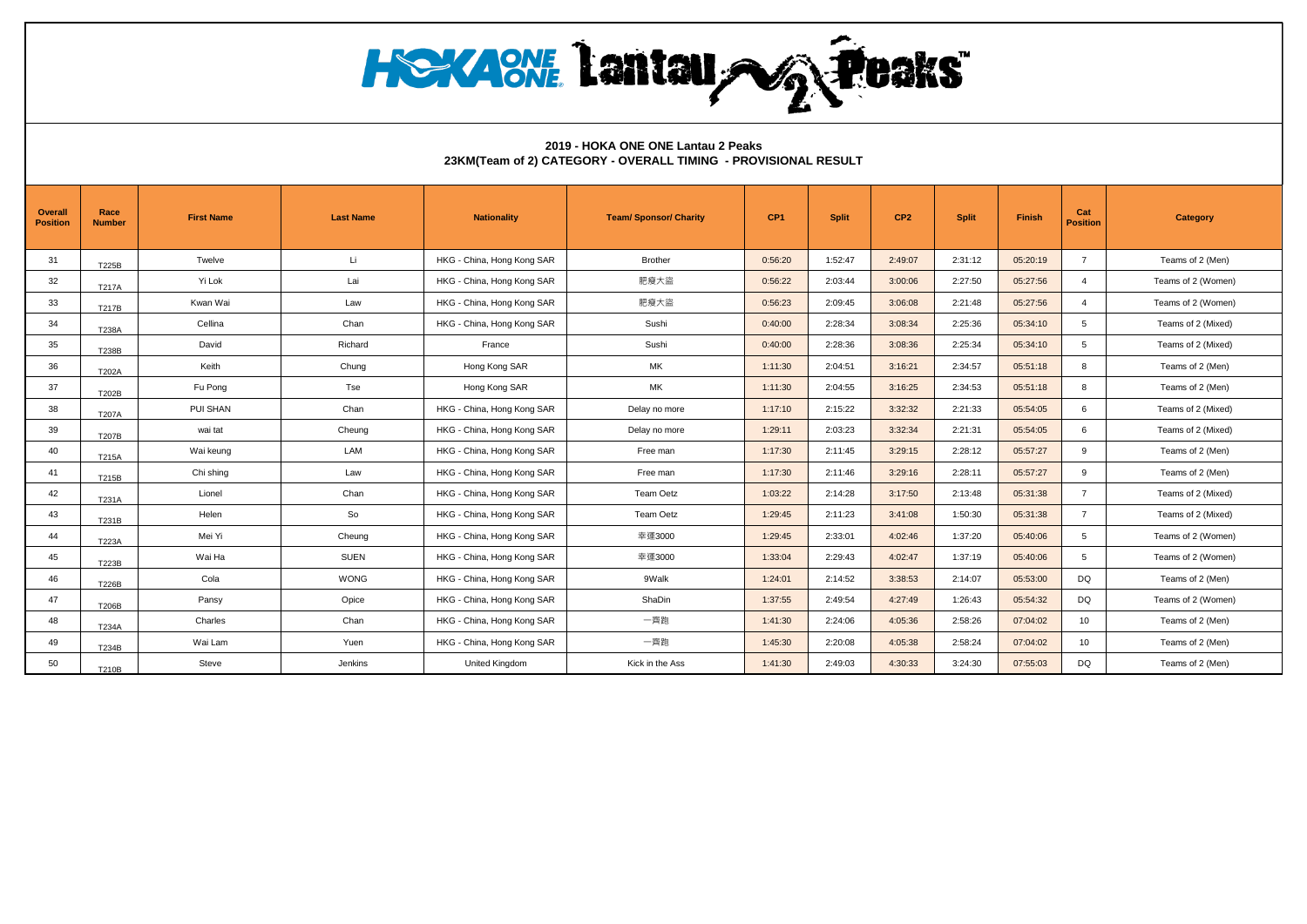**2019 - HOKA ONE ONE Lantau 2 Peaks**
**23KM(Team of 2) CATEGORY - OVERALL TIMING - PROVISIONAL RESULT**

| Overall Position | Race Number | First Name | Last Name | Nationality | Team/ Sponsor/ Charity | CP1 | Split | CP2 | Split | Finish | Cat Position | Category |
|---|---|---|---|---|---|---|---|---|---|---|---|---|
| 31 | T225B | Twelve | Li | HKG - China, Hong Kong SAR | Brother | 0:56:20 | 1:52:47 | 2:49:07 | 2:31:12 | 05:20:19 | 7 | Teams of 2 (Men) |
| 32 | T217A | Yi Lok | Lai | HKG - China, Hong Kong SAR | 肥瘦大盜 | 0:56:22 | 2:03:44 | 3:00:06 | 2:27:50 | 05:27:56 | 4 | Teams of 2 (Women) |
| 33 | T217B | Kwan Wai | Law | HKG - China, Hong Kong SAR | 肥瘦大盜 | 0:56:23 | 2:09:45 | 3:06:08 | 2:21:48 | 05:27:56 | 4 | Teams of 2 (Women) |
| 34 | T238A | Cellina | Chan | HKG - China, Hong Kong SAR | Sushi | 0:40:00 | 2:28:34 | 3:08:34 | 2:25:36 | 05:34:10 | 5 | Teams of 2 (Mixed) |
| 35 | T238B | David | Richard | France | Sushi | 0:40:00 | 2:28:36 | 3:08:36 | 2:25:34 | 05:34:10 | 5 | Teams of 2 (Mixed) |
| 36 | T202A | Keith | Chung | Hong Kong SAR | MK | 1:11:30 | 2:04:51 | 3:16:21 | 2:34:57 | 05:51:18 | 8 | Teams of 2 (Men) |
| 37 | T202B | Fu Pong | Tse | Hong Kong SAR | MK | 1:11:30 | 2:04:55 | 3:16:25 | 2:34:53 | 05:51:18 | 8 | Teams of 2 (Men) |
| 38 | T207A | PUI SHAN | Chan | HKG - China, Hong Kong SAR | Delay no more | 1:17:10 | 2:15:22 | 3:32:32 | 2:21:33 | 05:54:05 | 6 | Teams of 2 (Mixed) |
| 39 | T207B | wai tat | Cheung | HKG - China, Hong Kong SAR | Delay no more | 1:29:11 | 2:03:23 | 3:32:34 | 2:21:31 | 05:54:05 | 6 | Teams of 2 (Mixed) |
| 40 | T215A | Wai keung | LAM | HKG - China, Hong Kong SAR | Free man | 1:17:30 | 2:11:45 | 3:29:15 | 2:28:12 | 05:57:27 | 9 | Teams of 2 (Men) |
| 41 | T215B | Chi shing | Law | HKG - China, Hong Kong SAR | Free man | 1:17:30 | 2:11:46 | 3:29:16 | 2:28:11 | 05:57:27 | 9 | Teams of 2 (Men) |
| 42 | T231A | Lionel | Chan | HKG - China, Hong Kong SAR | Team Oetz | 1:03:22 | 2:14:28 | 3:17:50 | 2:13:48 | 05:31:38 | 7 | Teams of 2 (Mixed) |
| 43 | T231B | Helen | So | HKG - China, Hong Kong SAR | Team Oetz | 1:29:45 | 2:11:23 | 3:41:08 | 1:50:30 | 05:31:38 | 7 | Teams of 2 (Mixed) |
| 44 | T223A | Mei Yi | Cheung | HKG - China, Hong Kong SAR | 幸運3000 | 1:29:45 | 2:33:01 | 4:02:46 | 1:37:20 | 05:40:06 | 5 | Teams of 2 (Women) |
| 45 | T223B | Wai Ha | SUEN | HKG - China, Hong Kong SAR | 幸運3000 | 1:33:04 | 2:29:43 | 4:02:47 | 1:37:19 | 05:40:06 | 5 | Teams of 2 (Women) |
| 46 | T226B | Cola | WONG | HKG - China, Hong Kong SAR | 9Walk | 1:24:01 | 2:14:52 | 3:38:53 | 2:14:07 | 05:53:00 | DQ | Teams of 2 (Men) |
| 47 | T206B | Pansy | Opice | HKG - China, Hong Kong SAR | ShaDin | 1:37:55 | 2:49:54 | 4:27:49 | 1:26:43 | 05:54:32 | DQ | Teams of 2 (Women) |
| 48 | T234A | Charles | Chan | HKG - China, Hong Kong SAR | 一齊跑 | 1:41:30 | 2:24:06 | 4:05:36 | 2:58:26 | 07:04:02 | 10 | Teams of 2 (Men) |
| 49 | T234B | Wai Lam | Yuen | HKG - China, Hong Kong SAR | 一齊跑 | 1:45:30 | 2:20:08 | 4:05:38 | 2:58:24 | 07:04:02 | 10 | Teams of 2 (Men) |
| 50 | T210B | Steve | Jenkins | United Kingdom | Kick in the Ass | 1:41:30 | 2:49:03 | 4:30:33 | 3:24:30 | 07:55:03 | DQ | Teams of 2 (Men) |